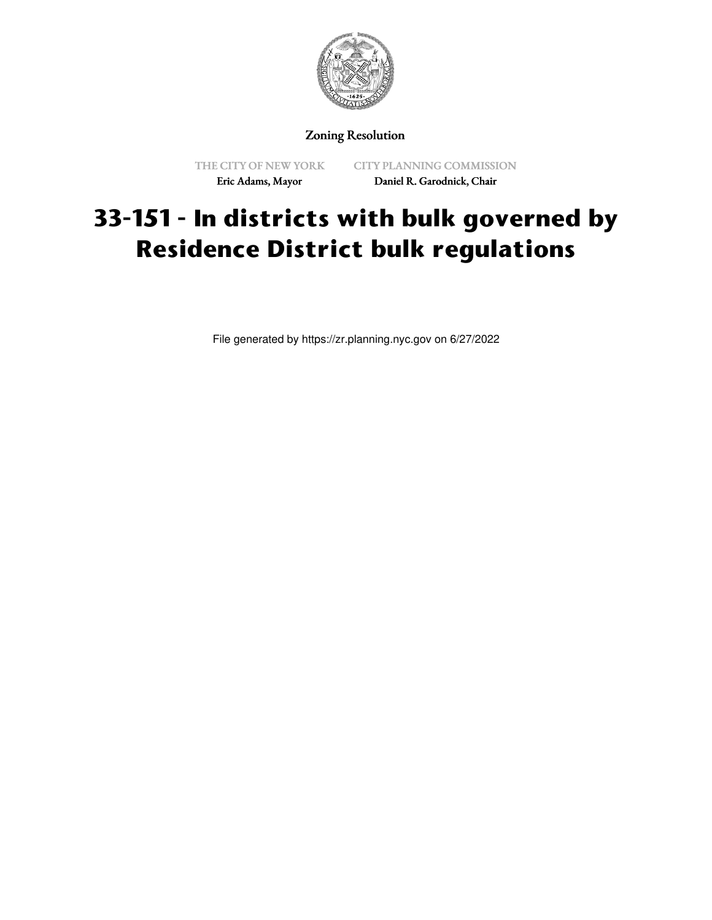Zoning Resolution

THE CITY OF NEW YORK
Eric Adams, Mayor

CITY PLANNING COMMISSION
Daniel R. Garodnick, Chair

# 33-151 - In districts with bulk governed by Residence District bulk regulations

File generated by https://zr.planning.nyc.gov on 6/27/2022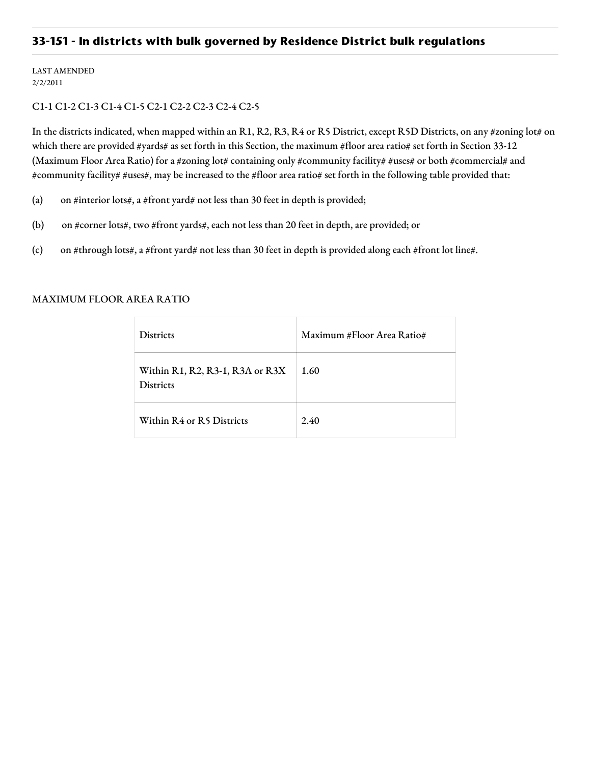## 33-151 - In districts with bulk governed by Residence District bulk regulations

LAST AMENDED
2/2/2011

C1-1 C1-2 C1-3 C1-4 C1-5 C2-1 C2-2 C2-3 C2-4 C2-5

In the districts indicated, when mapped within an R1, R2, R3, R4 or R5 District, except R5D Districts, on any #zoning lot# on which there are provided #yards# as set forth in this Section, the maximum #floor area ratio# set forth in Section 33-12 (Maximum Floor Area Ratio) for a #zoning lot# containing only #community facility# #uses# or both #commercial# and #community facility# #uses#, may be increased to the #floor area ratio# set forth in the following table provided that:

(a) on #interior lots#, a #front yard# not less than 30 feet in depth is provided;

(b) on #corner lots#, two #front yards#, each not less than 20 feet in depth, are provided; or

(c) on #through lots#, a #front yard# not less than 30 feet in depth is provided along each #front lot line#.

MAXIMUM FLOOR AREA RATIO

| Districts | Maximum #Floor Area Ratio# |
|---|---|
| Within R1, R2, R3-1, R3A or R3X Districts | 1.60 |
| Within R4 or R5 Districts | 2.40 |